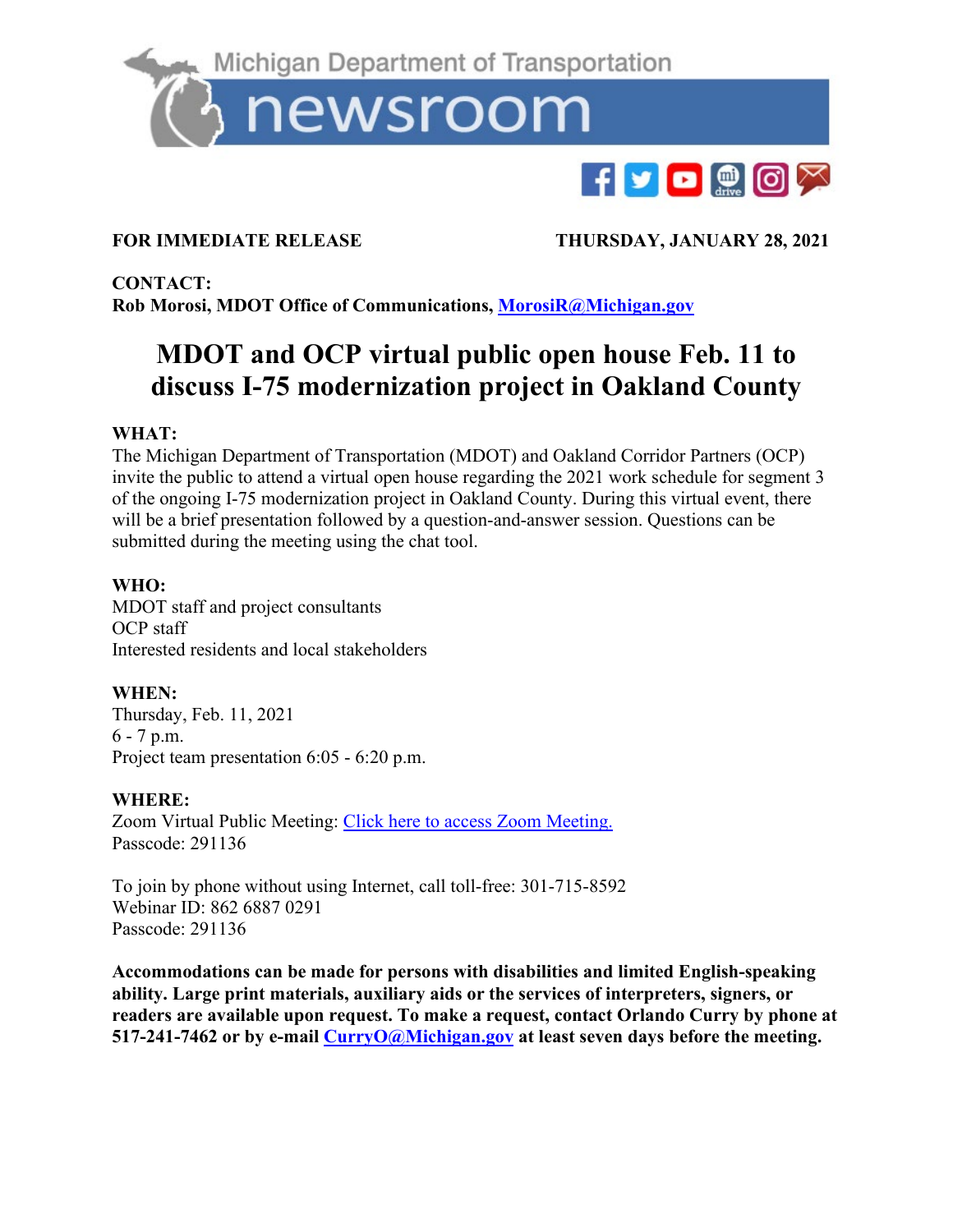Michigan Department of Transportation newsroom

**FOR IMMEDIATE RELEASE** **THURSDAY, JANUARY 28, 2021**

**CONTACT:**
**Rob Morosi, MDOT Office of Communications, [MorosiR@Michigan.gov](mailto:MorosiR@Michigan.gov)**

# MDOT and OCP virtual public open house Feb. 11 to discuss I-75 modernization project in Oakland County

**WHAT:**
The Michigan Department of Transportation (MDOT) and Oakland Corridor Partners (OCP) invite the public to attend a virtual open house regarding the 2021 work schedule for segment 3 of the ongoing I-75 modernization project in Oakland County. During this virtual event, there will be a brief presentation followed by a question-and-answer session. Questions can be submitted during the meeting using the chat tool.

**WHO:**
MDOT staff and project consultants
OCP staff
Interested residents and local stakeholders

**WHEN:**
Thursday, Feb. 11, 2021
6 - 7 p.m.
Project team presentation 6:05 - 6:20 p.m.

**WHERE:**
Zoom Virtual Public Meeting: Click here to access Zoom Meeting.
Passcode: 291136

To join by phone without using Internet, call toll-free: 301-715-8592
Webinar ID: 862 6887 0291
Passcode: 291136

**Accommodations can be made for persons with disabilities and limited English-speaking ability. Large print materials, auxiliary aids or the services of interpreters, signers, or readers are available upon request. To make a request, contact Orlando Curry by phone at 517-241-7462 or by e-mail [CurryO@Michigan.gov](mailto:CurryO@Michigan.gov) at least seven days before the meeting.**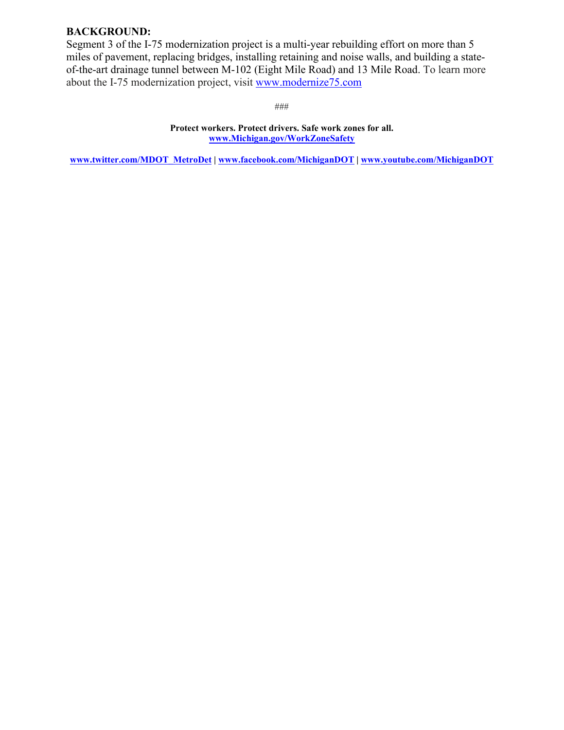**BACKGROUND:**
Segment 3 of the I-75 modernization project is a multi-year rebuilding effort on more than 5 miles of pavement, replacing bridges, installing retaining and noise walls, and building a state-of-the-art drainage tunnel between M-102 (Eight Mile Road) and 13 Mile Road. To learn more about the I-75 modernization project, visit www.modernize75.com

###

**Protect workers. Protect drivers. Safe work zones for all.**
**www.Michigan.gov/WorkZoneSafety**

**www.twitter.com/MDOT_MetroDet | www.facebook.com/MichiganDOT | www.youtube.com/MichiganDOT**